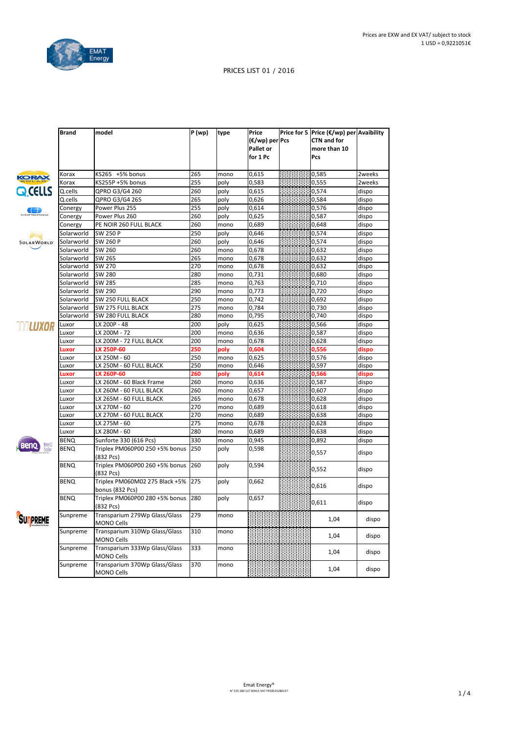Prices are EXW and EX VAT/ subject to stock
1 USD = 0,9221051€

PRICES LIST 01 / 2016

| Brand | model | P (wp) | type | Price (€/wp) per Pallet or for 1 Pc | Price for 5 Pcs | Price (€/wp) per CTN and for more than 10 Pcs | Avaibility |
|---|---|---|---|---|---|---|---|
| Korax | KS265 +5% bonus | 265 | mono | 0,615 | | 0,585 | 2weeks |
| Korax | KS255P +5% bonus | 255 | poly | 0,583 | | 0,555 | 2weeks |
| Q.cells | QPRO G3/G4 260 | 260 | poly | 0,615 | | 0,574 | dispo |
| Q.cells | QPRO G3/G4 265 | 265 | poly | 0,626 | | 0,584 | dispo |
| Conergy | Power Plus 255 | 255 | poly | 0,614 | | 0,576 | dispo |
| Conergy | Power Plus 260 | 260 | poly | 0,625 | | 0,587 | dispo |
| Conergy | PE NOIR 260 FULL BLACK | 260 | mono | 0,689 | | 0,648 | dispo |
| Solarworld | SW 250 P | 250 | poly | 0,646 | | 0,574 | dispo |
| Solarworld | SW 260 P | 260 | poly | 0,646 | | 0,574 | dispo |
| Solarworld | SW 260 | 260 | mono | 0,678 | | 0,632 | dispo |
| Solarworld | SW 265 | 265 | mono | 0,678 | | 0,632 | dispo |
| Solarworld | SW 270 | 270 | mono | 0,678 | | 0,632 | dispo |
| Solarworld | SW 280 | 280 | mono | 0,731 | | 0,680 | dispo |
| Solarworld | SW 285 | 285 | mono | 0,763 | | 0,710 | dispo |
| Solarworld | SW 290 | 290 | mono | 0,773 | | 0,720 | dispo |
| Solarworld | SW 250 FULL BLACK | 250 | mono | 0,742 | | 0,692 | dispo |
| Solarworld | SW 275 FULL BLACK | 275 | mono | 0,784 | | 0,730 | dispo |
| Solarworld | SW 280 FULL BLACK | 280 | mono | 0,795 | | 0,740 | dispo |
| Luxor | LX 200P - 48 | 200 | poly | 0,625 | | 0,566 | dispo |
| Luxor | LX 200M - 72 | 200 | mono | 0,636 | | 0,587 | dispo |
| Luxor | LX 200M - 72 FULL BLACK | 200 | mono | 0,678 | | 0,628 | dispo |
| Luxor | LX 250P-60 | 250 | poly | 0,604 | | 0,556 | dispo |
| Luxor | LX 250M - 60 | 250 | mono | 0,625 | | 0,576 | dispo |
| Luxor | LX 250M - 60 FULL BLACK | 250 | mono | 0,646 | | 0,597 | dispo |
| Luxor | LX 260P-60 | 260 | poly | 0,614 | | 0,566 | dispo |
| Luxor | LX 260M - 60 Black Frame | 260 | mono | 0,636 | | 0,587 | dispo |
| Luxor | LX 260M - 60 FULL BLACK | 260 | mono | 0,657 | | 0,607 | dispo |
| Luxor | LX 265M - 60 FULL BLACK | 265 | mono | 0,678 | | 0,628 | dispo |
| Luxor | LX 270M - 60 | 270 | mono | 0,689 | | 0,618 | dispo |
| Luxor | LX 270M - 60 FULL BLACK | 270 | mono | 0,689 | | 0,638 | dispo |
| Luxor | LX 275M - 60 | 275 | mono | 0,678 | | 0,628 | dispo |
| Luxor | LX 280M - 60 | 280 | mono | 0,689 | | 0,638 | dispo |
| BENQ | Sunforte 330 (616 Pcs) | 330 | mono | 0,945 | | 0,892 | dispo |
| BENQ | Triplex PM060P00 250 +5% bonus (832 Pcs) | 250 | poly | 0,598 | | 0,557 | dispo |
| BENQ | Triplex PM060P00 260 +5% bonus (832 Pcs) | 260 | poly | 0,594 | | 0,552 | dispo |
| BENQ | Triplex PM060M02 275 Black +5% bonus (832 Pcs) | 275 | poly | 0,662 | | 0,616 | dispo |
| BENQ | Triplex PM060P00 280 +5% bonus (832 Pcs) | 280 | poly | 0,657 | | 0,611 | dispo |
| Sunpreme | Transparium 279Wp Glass/Glass MONO Cells | 279 | mono | | | 1,04 | dispo |
| Sunpreme | Transparium 310Wp Glass/Glass MONO Cells | 310 | mono | | | 1,04 | dispo |
| Sunpreme | Transparium 333Wp Glass/Glass MONO Cells | 333 | mono | | | 1,04 | dispo |
| Sunpreme | Transparium 370Wp Glass/Glass MONO Cells | 370 | mono | | | 1,04 | dispo |

Emat Energy®
N° 535 280 127 00015 VAT FR58535280127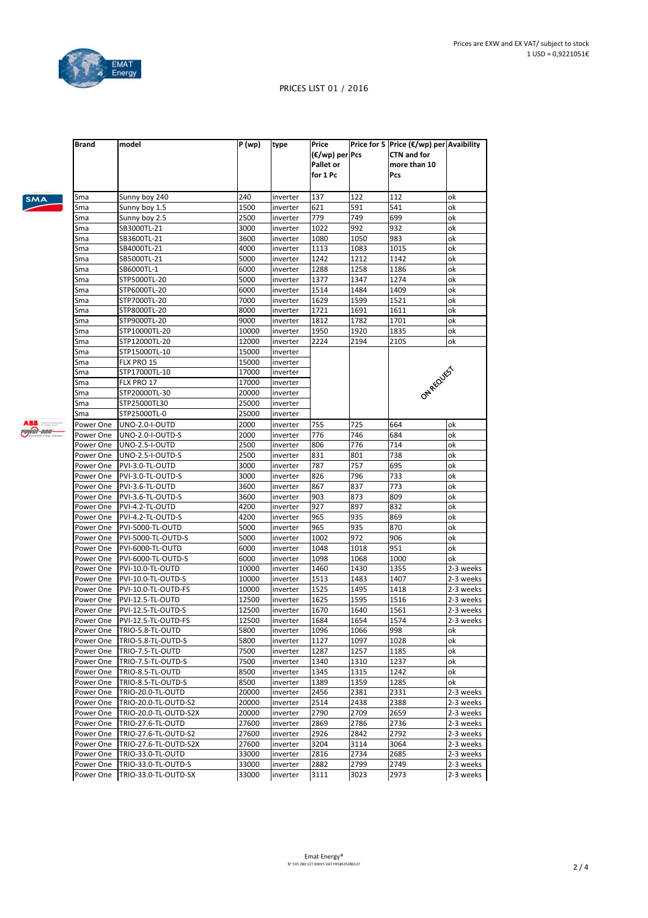Prices are EXW and EX VAT/ subject to stock
1 USD = 0,9221051€

EMAT Energy

PRICES LIST 01 / 2016

| Brand | model | P (wp) | type | Price (€/wp) per Pallet or for 1 Pc | Price for 5 Pcs | Price (€/wp) per CTN and for more than 10 Pcs | Avaibility |
|---|---|---|---|---|---|---|---|
| Sma | Sunny boy 240 | 240 | inverter | 137 | 122 | 112 | ok |
| Sma | Sunny boy 1.5 | 1500 | inverter | 621 | 591 | 541 | ok |
| Sma | Sunny boy 2.5 | 2500 | inverter | 779 | 749 | 699 | ok |
| Sma | SB3000TL-21 | 3000 | inverter | 1022 | 992 | 932 | ok |
| Sma | SB3600TL-21 | 3600 | inverter | 1080 | 1050 | 983 | ok |
| Sma | SB4000TL-21 | 4000 | inverter | 1113 | 1083 | 1015 | ok |
| Sma | SB5000TL-21 | 5000 | inverter | 1242 | 1212 | 1142 | ok |
| Sma | SB6000TL-1 | 6000 | inverter | 1288 | 1258 | 1186 | ok |
| Sma | STP5000TL-20 | 5000 | inverter | 1377 | 1347 | 1274 | ok |
| Sma | STP6000TL-20 | 6000 | inverter | 1514 | 1484 | 1409 | ok |
| Sma | STP7000TL-20 | 7000 | inverter | 1629 | 1599 | 1521 | ok |
| Sma | STP8000TL-20 | 8000 | inverter | 1721 | 1691 | 1611 | ok |
| Sma | STP9000TL-20 | 9000 | inverter | 1812 | 1782 | 1701 | ok |
| Sma | STP10000TL-20 | 10000 | inverter | 1950 | 1920 | 1835 | ok |
| Sma | STP12000TL-20 | 12000 | inverter | 2224 | 2194 | 2105 | ok |
| Sma | STP15000TL-10 | 15000 | inverter | ON REQUEST | | | |
| Sma | FLX PRO 15 | 15000 | inverter | | | | |
| Sma | STP17000TL-10 | 17000 | inverter | | | | |
| Sma | FLX PRO 17 | 17000 | inverter | | | | |
| Sma | STP20000TL-30 | 20000 | inverter | | | | |
| Sma | STP25000TL30 | 25000 | inverter | | | | |
| Sma | STP25000TL-0 | 25000 | inverter | | | | |
| Power One | UNO-2.0-I-OUTD | 2000 | inverter | 755 | 725 | 664 | ok |
| Power One | UNO-2.0-I-OUTD-S | 2000 | inverter | 776 | 746 | 684 | ok |
| Power One | UNO-2.5-I-OUTD | 2500 | inverter | 806 | 776 | 714 | ok |
| Power One | UNO-2.5-I-OUTD-S | 2500 | inverter | 831 | 801 | 738 | ok |
| Power One | PVI-3.0-TL-OUTD | 3000 | inverter | 787 | 757 | 695 | ok |
| Power One | PVI-3.0-TL-OUTD-S | 3000 | inverter | 826 | 796 | 733 | ok |
| Power One | PVI-3.6-TL-OUTD | 3600 | inverter | 867 | 837 | 773 | ok |
| Power One | PVI-3.6-TL-OUTD-S | 3600 | inverter | 903 | 873 | 809 | ok |
| Power One | PVI-4.2-TL-OUTD | 4200 | inverter | 927 | 897 | 832 | ok |
| Power One | PVI-4.2-TL-OUTD-S | 4200 | inverter | 965 | 935 | 869 | ok |
| Power One | PVI-5000-TL-OUTD | 5000 | inverter | 965 | 935 | 870 | ok |
| Power One | PVI-5000-TL-OUTD-S | 5000 | inverter | 1002 | 972 | 906 | ok |
| Power One | PVI-6000-TL-OUTD | 6000 | inverter | 1048 | 1018 | 951 | ok |
| Power One | PVI-6000-TL-OUTD-S | 6000 | inverter | 1098 | 1068 | 1000 | ok |
| Power One | PVI-10.0-TL-OUTD | 10000 | inverter | 1460 | 1430 | 1355 | 2-3 weeks |
| Power One | PVI-10.0-TL-OUTD-S | 10000 | inverter | 1513 | 1483 | 1407 | 2-3 weeks |
| Power One | PVI-10.0-TL-OUTD-FS | 10000 | inverter | 1525 | 1495 | 1418 | 2-3 weeks |
| Power One | PVI-12.5-TL-OUTD | 12500 | inverter | 1625 | 1595 | 1516 | 2-3 weeks |
| Power One | PVI-12.5-TL-OUTD-S | 12500 | inverter | 1670 | 1640 | 1561 | 2-3 weeks |
| Power One | PVI-12.5-TL-OUTD-FS | 12500 | inverter | 1684 | 1654 | 1574 | 2-3 weeks |
| Power One | TRIO-5.8-TL-OUTD | 5800 | inverter | 1096 | 1066 | 998 | ok |
| Power One | TRIO-5.8-TL-OUTD-S | 5800 | inverter | 1127 | 1097 | 1028 | ok |
| Power One | TRIO-7.5-TL-OUTD | 7500 | inverter | 1287 | 1257 | 1185 | ok |
| Power One | TRIO-7.5-TL-OUTD-S | 7500 | inverter | 1340 | 1310 | 1237 | ok |
| Power One | TRIO-8.5-TL-OUTD | 8500 | inverter | 1345 | 1315 | 1242 | ok |
| Power One | TRIO-8.5-TL-OUTD-S | 8500 | inverter | 1389 | 1359 | 1285 | ok |
| Power One | TRIO-20.0-TL-OUTD | 20000 | inverter | 2456 | 2381 | 2331 | 2-3 weeks |
| Power One | TRIO-20.0-TL-OUTD-S2 | 20000 | inverter | 2514 | 2438 | 2388 | 2-3 weeks |
| Power One | TRIO-20.0-TL-OUTD-S2X | 20000 | inverter | 2790 | 2709 | 2659 | 2-3 weeks |
| Power One | TRIO-27.6-TL-OUTD | 27600 | inverter | 2869 | 2786 | 2736 | 2-3 weeks |
| Power One | TRIO-27.6-TL-OUTD-S2 | 27600 | inverter | 2926 | 2842 | 2792 | 2-3 weeks |
| Power One | TRIO-27.6-TL-OUTD-S2X | 27600 | inverter | 3204 | 3114 | 3064 | 2-3 weeks |
| Power One | TRIO-33.0-TL-OUTD | 33000 | inverter | 2816 | 2734 | 2685 | 2-3 weeks |
| Power One | TRIO-33.0-TL-OUTD-S | 33000 | inverter | 2882 | 2799 | 2749 | 2-3 weeks |
| Power One | TRIO-33.0-TL-OUTD-SX | 33000 | inverter | 3111 | 3023 | 2973 | 2-3 weeks |

Emat Energy®
N° 535 280 127 00015 VAT FR58535280127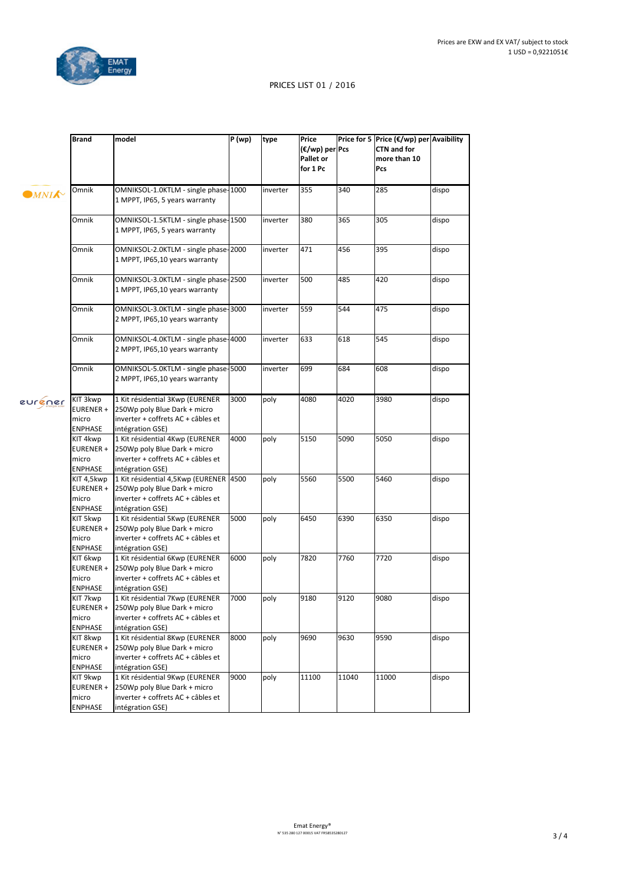Prices are EXW and EX VAT/ subject to stock
1 USD = 0,9221051€

EMAT Energy

PRICES LIST 01 / 2016

| Brand | model | P (wp) | type | Price (€/wp) per Pallet or for 1 Pc | Price for 5 Pcs | Price (€/wp) per CTN and for more than 10 Pcs | Avaibility |
|---|---|---|---|---|---|---|---|
| Omnik | OMNIKSOL-1.0KTLM - single phase-1 MPPT, IP65, 5 years warranty | 1000 | inverter | 355 | 340 | 285 | dispo |
| Omnik | OMNIKSOL-1.5KTLM - single phase-1 MPPT, IP65, 5 years warranty | 1500 | inverter | 380 | 365 | 305 | dispo |
| Omnik | OMNIKSOL-2.0KTLM - single phase-1 MPPT, IP65,10 years warranty | 2000 | inverter | 471 | 456 | 395 | dispo |
| Omnik | OMNIKSOL-3.0KTLM - single phase-1 MPPT, IP65,10 years warranty | 2500 | inverter | 500 | 485 | 420 | dispo |
| Omnik | OMNIKSOL-3.0KTLM - single phase-2 MPPT, IP65,10 years warranty | 3000 | inverter | 559 | 544 | 475 | dispo |
| Omnik | OMNIKSOL-4.0KTLM - single phase-2 MPPT, IP65,10 years warranty | 4000 | inverter | 633 | 618 | 545 | dispo |
| Omnik | OMNIKSOL-5.0KTLM - single phase-2 MPPT, IP65,10 years warranty | 5000 | inverter | 699 | 684 | 608 | dispo |
| KIT 3kwp EURENER + micro ENPHASE | 1 Kit résidential 3Kwp (EURENER 250Wp poly Blue Dark + micro inverter + coffrets AC + câbles et intégration GSE) | 3000 | poly | 4080 | 4020 | 3980 | dispo |
| KIT 4kwp EURENER + micro ENPHASE | 1 Kit résidential 4Kwp (EURENER 250Wp poly Blue Dark + micro inverter + coffrets AC + câbles et intégration GSE) | 4000 | poly | 5150 | 5090 | 5050 | dispo |
| KIT 4,5kwp EURENER + micro ENPHASE | 1 Kit résidential 4,5Kwp (EURENER 250Wp poly Blue Dark + micro inverter + coffrets AC + câbles et intégration GSE) | 4500 | poly | 5560 | 5500 | 5460 | dispo |
| KIT 5kwp EURENER + micro ENPHASE | 1 Kit résidential 5Kwp (EURENER 250Wp poly Blue Dark + micro inverter + coffrets AC + câbles et intégration GSE) | 5000 | poly | 6450 | 6390 | 6350 | dispo |
| KIT 6kwp EURENER + micro ENPHASE | 1 Kit résidential 6Kwp (EURENER 250Wp poly Blue Dark + micro inverter + coffrets AC + câbles et intégration GSE) | 6000 | poly | 7820 | 7760 | 7720 | dispo |
| KIT 7kwp EURENER + micro ENPHASE | 1 Kit résidential 7Kwp (EURENER 250Wp poly Blue Dark + micro inverter + coffrets AC + câbles et intégration GSE) | 7000 | poly | 9180 | 9120 | 9080 | dispo |
| KIT 8kwp EURENER + micro ENPHASE | 1 Kit résidential 8Kwp (EURENER 250Wp poly Blue Dark + micro inverter + coffrets AC + câbles et intégration GSE) | 8000 | poly | 9690 | 9630 | 9590 | dispo |
| KIT 9kwp EURENER + micro ENPHASE | 1 Kit résidential 9Kwp (EURENER 250Wp poly Blue Dark + micro inverter + coffrets AC + câbles et intégration GSE) | 9000 | poly | 11100 | 11040 | 11000 | dispo |

Emat Energy®
N° 535 280 127 00015 VAT FR58535280127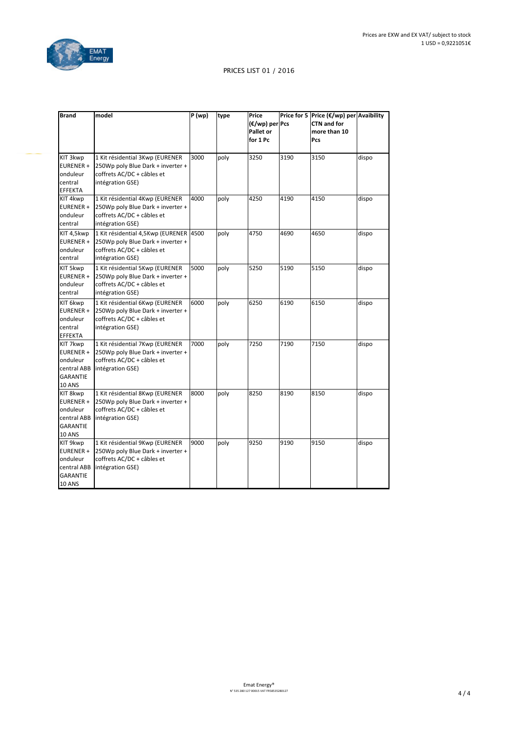Prices are EXW and EX VAT/ subject to stock
1 USD = 0,9221051€

PRICES LIST 01 / 2016

| Brand | model | P (wp) | type | Price (€/wp) per Pallet or for 1 Pc | Price for 5 Pcs | Price (€/wp) per CTN and for more than 10 Pcs | Avaibility |
|---|---|---|---|---|---|---|---|
| KIT 3kwp EURENER + onduleur central EFFEKTA | 1 Kit résidential 3Kwp (EURENER 250Wp poly Blue Dark + inverter + coffrets AC/DC + câbles et intégration GSE) | 3000 | poly | 3250 | 3190 | 3150 | dispo |
| KIT 4kwp EURENER + onduleur central | 1 Kit résidential 4Kwp (EURENER 250Wp poly Blue Dark + inverter + coffrets AC/DC + câbles et intégration GSE) | 4000 | poly | 4250 | 4190 | 4150 | dispo |
| KIT 4,5kwp EURENER + onduleur central | 1 Kit résidential 4,5Kwp (EURENER 250Wp poly Blue Dark + inverter + coffrets AC/DC + câbles et intégration GSE) | 4500 | poly | 4750 | 4690 | 4650 | dispo |
| KIT 5kwp EURENER + onduleur central | 1 Kit résidential 5Kwp (EURENER 250Wp poly Blue Dark + inverter + coffrets AC/DC + câbles et intégration GSE) | 5000 | poly | 5250 | 5190 | 5150 | dispo |
| KIT 6kwp EURENER + onduleur central EFFEKTA | 1 Kit résidential 6Kwp (EURENER 250Wp poly Blue Dark + inverter + coffrets AC/DC + câbles et intégration GSE) | 6000 | poly | 6250 | 6190 | 6150 | dispo |
| KIT 7kwp EURENER + onduleur central ABB GARANTIE 10 ANS | 1 Kit résidential 7Kwp (EURENER 250Wp poly Blue Dark + inverter + coffrets AC/DC + câbles et intégration GSE) | 7000 | poly | 7250 | 7190 | 7150 | dispo |
| KIT 8kwp EURENER + onduleur central ABB GARANTIE 10 ANS | 1 Kit résidential 8Kwp (EURENER 250Wp poly Blue Dark + inverter + coffrets AC/DC + câbles et intégration GSE) | 8000 | poly | 8250 | 8190 | 8150 | dispo |
| KIT 9kwp EURENER + onduleur central ABB GARANTIE 10 ANS | 1 Kit résidential 9Kwp (EURENER 250Wp poly Blue Dark + inverter + coffrets AC/DC + câbles et intégration GSE) | 9000 | poly | 9250 | 9190 | 9150 | dispo |

Emat Energy®
N° 535 280 127 00015 VAT FR58535280127